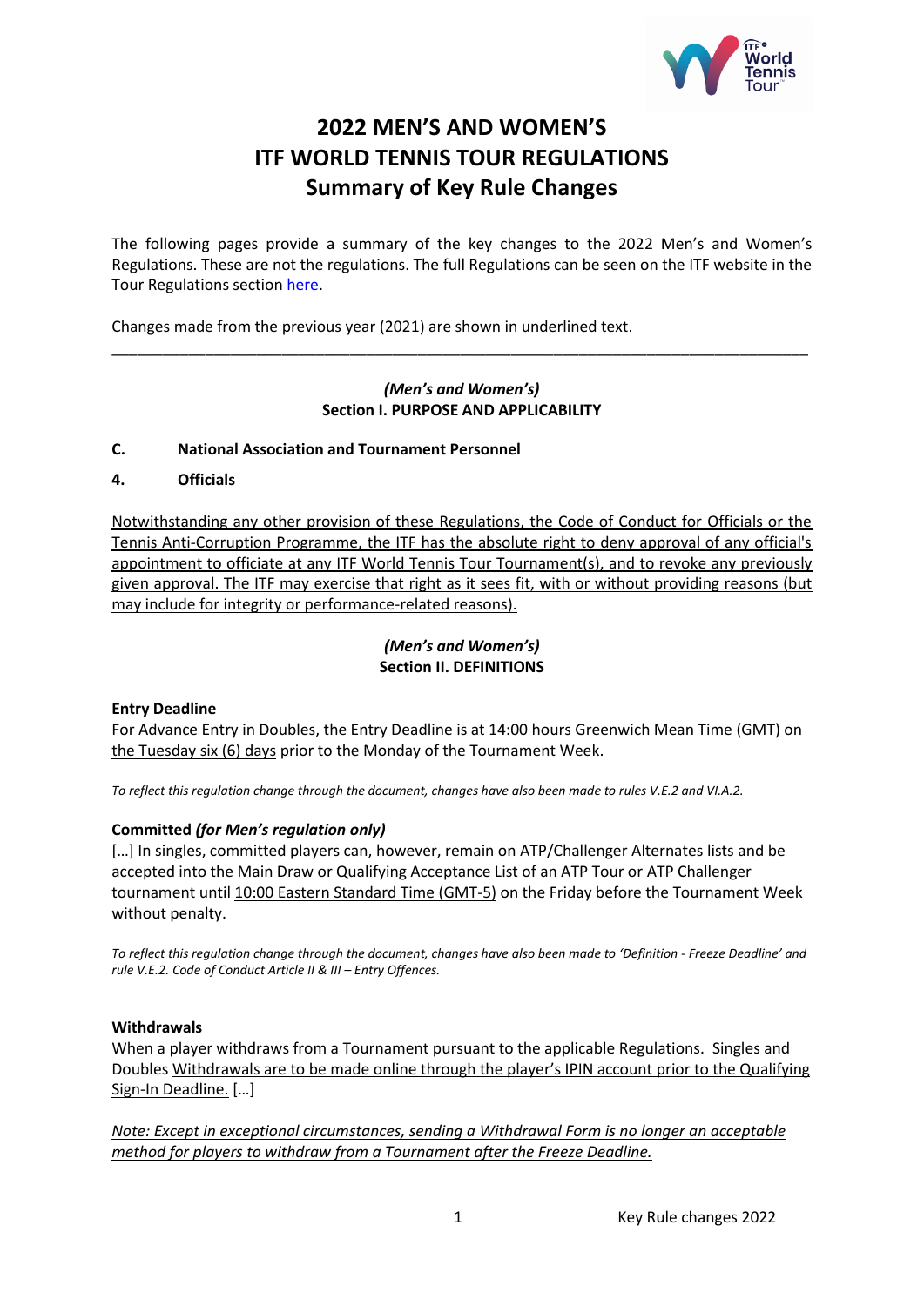# 2022 MEN'S AND WOMEN'S ITF WORLD TENNIS TOUR REGULATIONS
## Summary of Key Rule Changes

The following pages provide a summary of the key changes to the 2022 Men's and Women's Regulations. These are not the regulations. The full Regulations can be seen on the ITF website in the Tour Regulations section here.

Changes made from the previous year (2021) are shown in underlined text.

---

***(Men's and Women's)***
**Section I. PURPOSE AND APPLICABILITY**

**C. National Association and Tournament Personnel**

**4. Officials**

<u>Notwithstanding any other provision of these Regulations, the Code of Conduct for Officials or the Tennis Anti-Corruption Programme, the ITF has the absolute right to deny approval of any official's appointment to officiate at any ITF World Tennis Tour Tournament(s), and to revoke any previously given approval. The ITF may exercise that right as it sees fit, with or without providing reasons (but may include for integrity or performance-related reasons).</u>

***(Men's and Women's)***
**Section II. DEFINITIONS**

**Entry Deadline**

For Advance Entry in Doubles, the Entry Deadline is at 14:00 hours Greenwich Mean Time (GMT) on <u>the Tuesday six (6) days</u> prior to the Monday of the Tournament Week.

*To reflect this regulation change through the document, changes have also been made to rules V.E.2 and VI.A.2.*

**Committed *(for Men's regulation only)***

[…] In singles, committed players can, however, remain on ATP/Challenger Alternates lists and be accepted into the Main Draw or Qualifying Acceptance List of an ATP Tour or ATP Challenger tournament until <u>10:00 Eastern Standard Time (GMT-5)</u> on the Friday before the Tournament Week without penalty.

*To reflect this regulation change through the document, changes have also been made to 'Definition - Freeze Deadline' and rule V.E.2. Code of Conduct Article II & III – Entry Offences.*

**Withdrawals**

When a player withdraws from a Tournament pursuant to the applicable Regulations. Singles and Doubles <u>Withdrawals are to be made online through the player's IPIN account prior to the Qualifying Sign-In Deadline.</u> […]

<u>*Note: Except in exceptional circumstances, sending a Withdrawal Form is no longer an acceptable method for players to withdraw from a Tournament after the Freeze Deadline.*</u>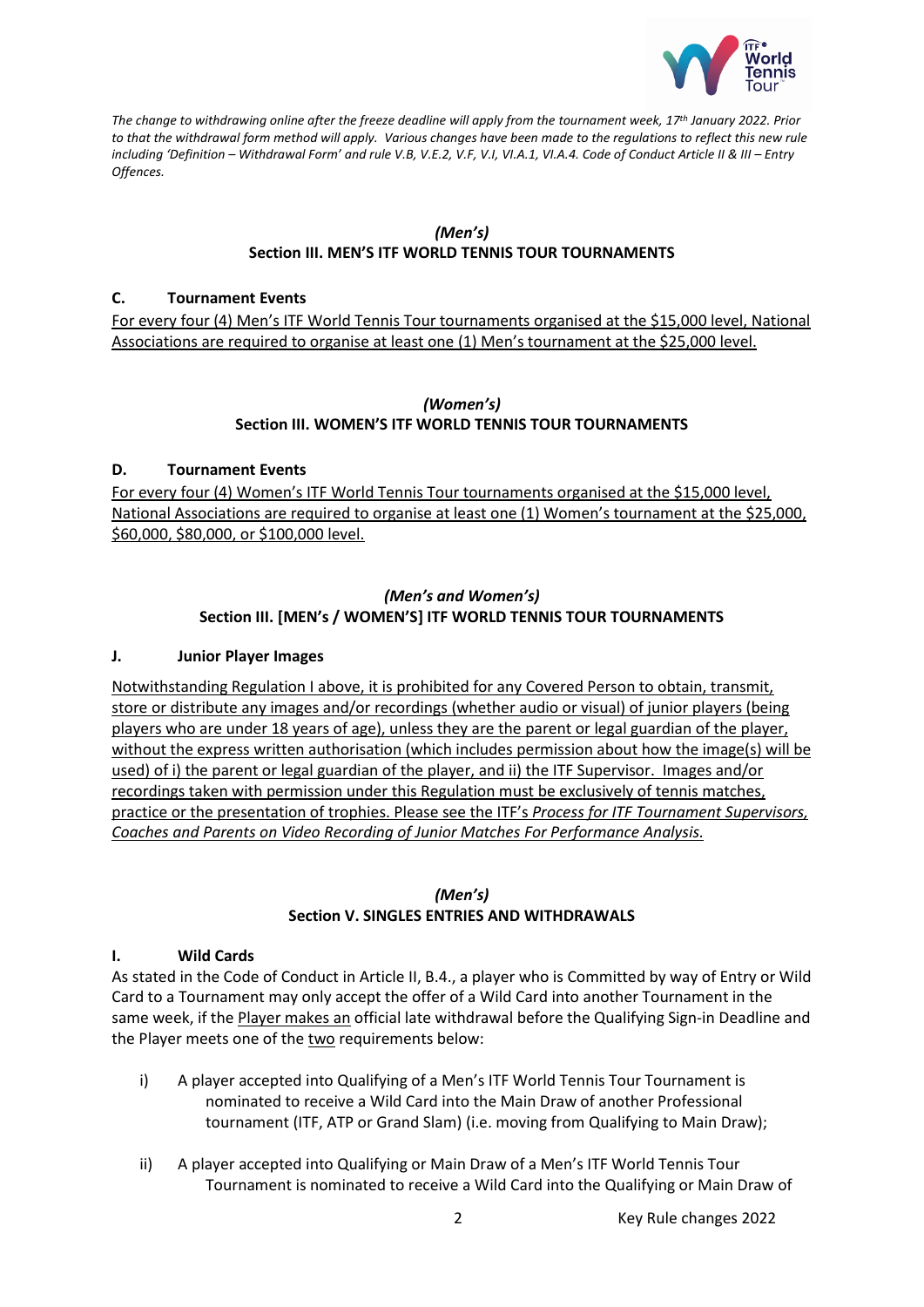*The change to withdrawing online after the freeze deadline will apply from the tournament week, 17th January 2022. Prior to that the withdrawal form method will apply. Various changes have been made to the regulations to reflect this new rule including 'Definition – Withdrawal Form' and rule V.B, V.E.2, V.F, V.I, VI.A.1, VI.A.4. Code of Conduct Article II & III – Entry Offences.*

***(Men's)***

**Section III. MEN'S ITF WORLD TENNIS TOUR TOURNAMENTS**

**C. Tournament Events**

For every four (4) Men's ITF World Tennis Tour tournaments organised at the $15,000 level, National Associations are required to organise at least one (1) Men's tournament at the $25,000 level.

***(Women's)***

**Section III. WOMEN'S ITF WORLD TENNIS TOUR TOURNAMENTS**

**D. Tournament Events**

For every four (4) Women's ITF World Tennis Tour tournaments organised at the $15,000 level, National Associations are required to organise at least one (1) Women's tournament at the $25,000, $60,000, $80,000, or $100,000 level.

***(Men's and Women's)***

**Section III. [MEN's / WOMEN'S] ITF WORLD TENNIS TOUR TOURNAMENTS**

**J. Junior Player Images**

Notwithstanding Regulation I above, it is prohibited for any Covered Person to obtain, transmit, store or distribute any images and/or recordings (whether audio or visual) of junior players (being players who are under 18 years of age), unless they are the parent or legal guardian of the player, without the express written authorisation (which includes permission about how the image(s) will be used) of i) the parent or legal guardian of the player, and ii) the ITF Supervisor. Images and/or recordings taken with permission under this Regulation must be exclusively of tennis matches, practice or the presentation of trophies. Please see the ITF's *Process for ITF Tournament Supervisors, Coaches and Parents on Video Recording of Junior Matches For Performance Analysis.*

***(Men's)***

**Section V. SINGLES ENTRIES AND WITHDRAWALS**

**I. Wild Cards**

As stated in the Code of Conduct in Article II, B.4., a player who is Committed by way of Entry or Wild Card to a Tournament may only accept the offer of a Wild Card into another Tournament in the same week, if the Player makes an official late withdrawal before the Qualifying Sign-in Deadline and the Player meets one of the two requirements below:

i) A player accepted into Qualifying of a Men's ITF World Tennis Tour Tournament is nominated to receive a Wild Card into the Main Draw of another Professional tournament (ITF, ATP or Grand Slam) (i.e. moving from Qualifying to Main Draw);

ii) A player accepted into Qualifying or Main Draw of a Men's ITF World Tennis Tour Tournament is nominated to receive a Wild Card into the Qualifying or Main Draw of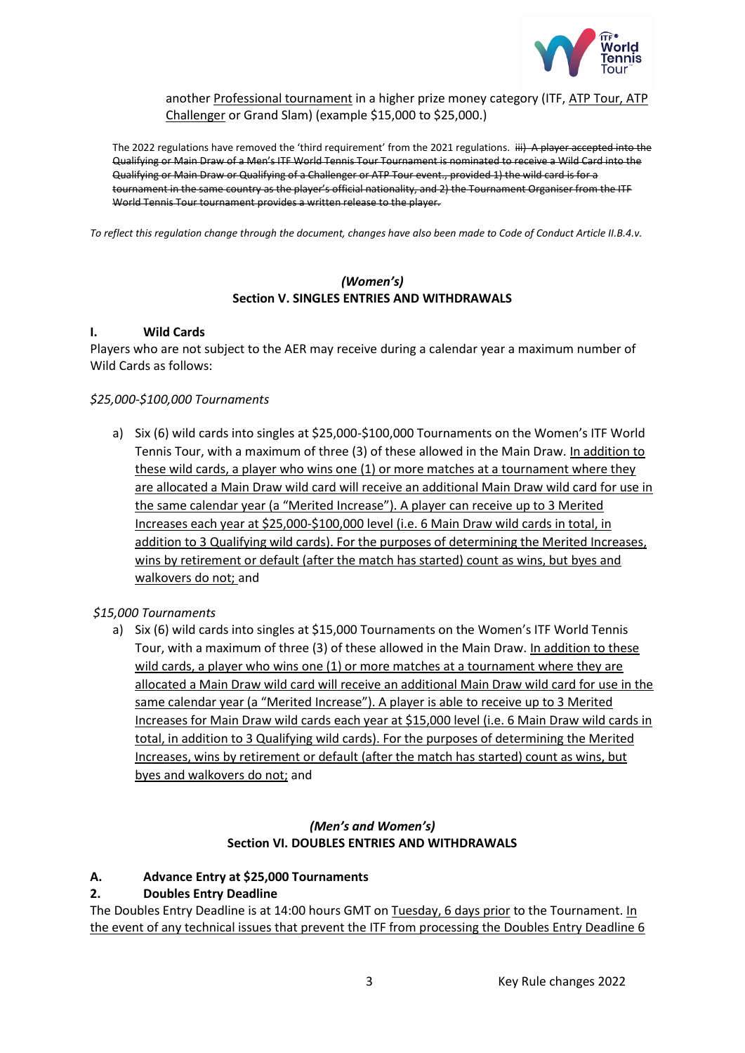another Professional tournament in a higher prize money category (ITF, ATP Tour, ATP Challenger or Grand Slam) (example $15,000 to $25,000.)

The 2022 regulations have removed the 'third requirement' from the 2021 regulations. ~~iii) A player accepted into the Qualifying or Main Draw of a Men's ITF World Tennis Tour Tournament is nominated to receive a Wild Card into the Qualifying or Main Draw or Qualifying of a Challenger or ATP Tour event., provided 1) the wild card is for a tournament in the same country as the player's official nationality, and 2) the Tournament Organiser from the ITF World Tennis Tour tournament provides a written release to the player.~~

*To reflect this regulation change through the document, changes have also been made to Code of Conduct Article II.B.4.v.*

### *(Women's)*
### Section V. SINGLES ENTRIES AND WITHDRAWALS

**I. Wild Cards**

Players who are not subject to the AER may receive during a calendar year a maximum number of Wild Cards as follows:

*$25,000-$100,000 Tournaments*

a) Six (6) wild cards into singles at $25,000-$100,000 Tournaments on the Women's ITF World Tennis Tour, with a maximum of three (3) of these allowed in the Main Draw. <u>In addition to these wild cards, a player who wins one (1) or more matches at a tournament where they are allocated a Main Draw wild card will receive an additional Main Draw wild card for use in the same calendar year (a "Merited Increase"). A player can receive up to 3 Merited Increases each year at $25,000-$100,000 level (i.e. 6 Main Draw wild cards in total, in addition to 3 Qualifying wild cards). For the purposes of determining the Merited Increases, wins by retirement or default (after the match has started) count as wins, but byes and walkovers do not;</u> and

*$15,000 Tournaments*

a) Six (6) wild cards into singles at $15,000 Tournaments on the Women's ITF World Tennis Tour, with a maximum of three (3) of these allowed in the Main Draw. <u>In addition to these wild cards, a player who wins one (1) or more matches at a tournament where they are allocated a Main Draw wild card will receive an additional Main Draw wild card for use in the same calendar year (a "Merited Increase"). A player is able to receive up to 3 Merited Increases for Main Draw wild cards each year at $15,000 level (i.e. 6 Main Draw wild cards in total, in addition to 3 Qualifying wild cards). For the purposes of determining the Merited Increases, wins by retirement or default (after the match has started) count as wins, but byes and walkovers do not;</u> and

### *(Men's and Women's)*
### Section VI. DOUBLES ENTRIES AND WITHDRAWALS

**A. Advance Entry at $25,000 Tournaments**

**2. Doubles Entry Deadline**

The Doubles Entry Deadline is at 14:00 hours GMT on <u>Tuesday, 6 days prior</u> to the Tournament. <u>In the event of any technical issues that prevent the ITF from processing the Doubles Entry Deadline 6</u>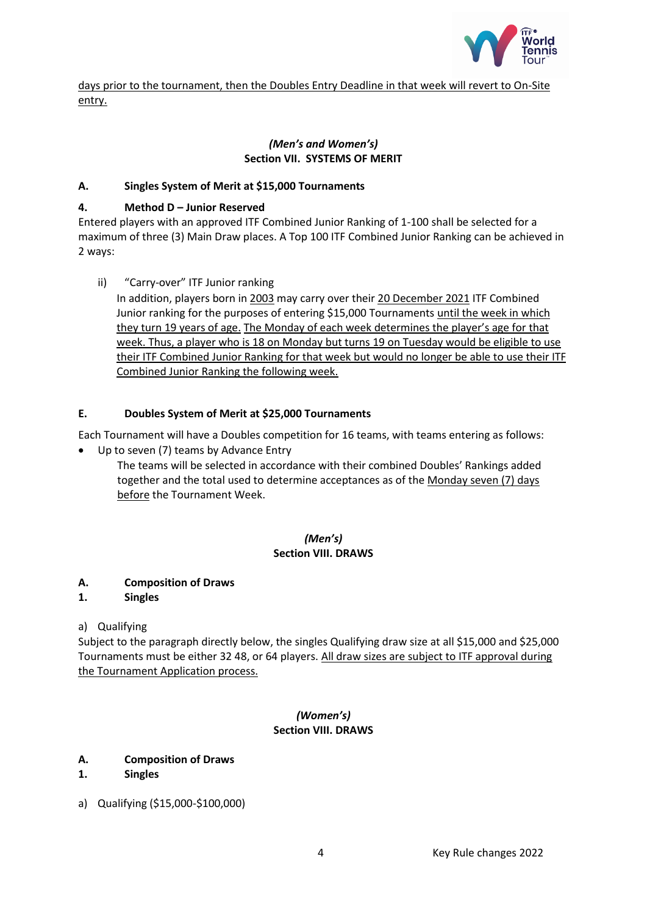days prior to the tournament, then the Doubles Entry Deadline in that week will revert to On-Site entry.

### *(Men's and Women's)*
### Section VII. SYSTEMS OF MERIT

**A. Singles System of Merit at $15,000 Tournaments**

**4. Method D – Junior Reserved**

Entered players with an approved ITF Combined Junior Ranking of 1-100 shall be selected for a maximum of three (3) Main Draw places. A Top 100 ITF Combined Junior Ranking can be achieved in 2 ways:

ii) "Carry-over" ITF Junior ranking

In addition, players born in 2003 may carry over their 20 December 2021 ITF Combined Junior ranking for the purposes of entering $15,000 Tournaments until the week in which they turn 19 years of age. The Monday of each week determines the player's age for that week. Thus, a player who is 18 on Monday but turns 19 on Tuesday would be eligible to use their ITF Combined Junior Ranking for that week but would no longer be able to use their ITF Combined Junior Ranking the following week.

**E. Doubles System of Merit at $25,000 Tournaments**

Each Tournament will have a Doubles competition for 16 teams, with teams entering as follows:

- Up to seven (7) teams by Advance Entry

  The teams will be selected in accordance with their combined Doubles' Rankings added together and the total used to determine acceptances as of the Monday seven (7) days before the Tournament Week.

### *(Men's)*
### Section VIII. DRAWS

**A. Composition of Draws**

**1. Singles**

a) Qualifying

Subject to the paragraph directly below, the singles Qualifying draw size at all $15,000 and $25,000 Tournaments must be either 32 48, or 64 players. All draw sizes are subject to ITF approval during the Tournament Application process.

### *(Women's)*
### Section VIII. DRAWS

**A. Composition of Draws**

**1. Singles**

a) Qualifying ($15,000-$100,000)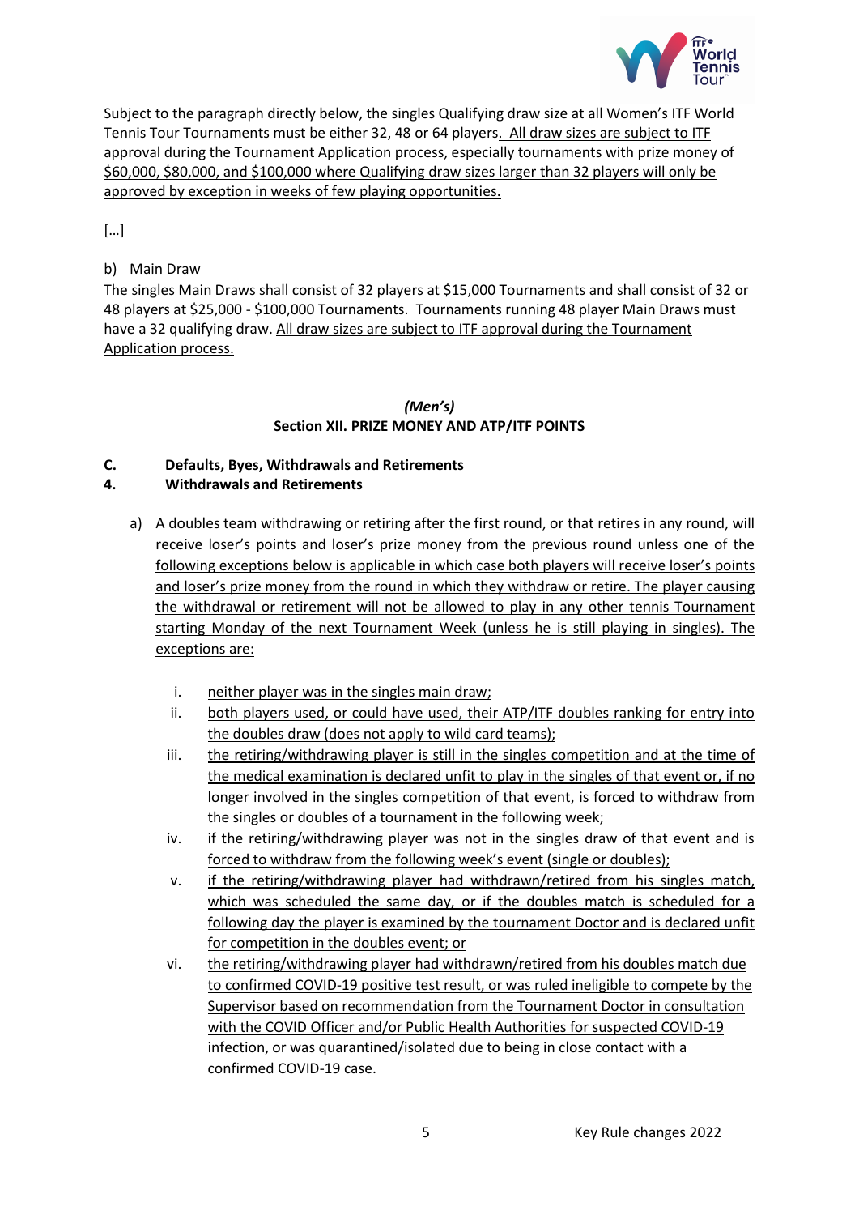Subject to the paragraph directly below, the singles Qualifying draw size at all Women's ITF World Tennis Tour Tournaments must be either 32, 48 or 64 players. All draw sizes are subject to ITF approval during the Tournament Application process, especially tournaments with prize money of $60,000, $80,000, and $100,000 where Qualifying draw sizes larger than 32 players will only be approved by exception in weeks of few playing opportunities.

[…]

b) Main Draw

The singles Main Draws shall consist of 32 players at $15,000 Tournaments and shall consist of 32 or 48 players at $25,000 - $100,000 Tournaments. Tournaments running 48 player Main Draws must have a 32 qualifying draw. All draw sizes are subject to ITF approval during the Tournament Application process.

### *(Men's)*
### Section XII. PRIZE MONEY AND ATP/ITF POINTS

**C. Defaults, Byes, Withdrawals and Retirements**

**4. Withdrawals and Retirements**

a) A doubles team withdrawing or retiring after the first round, or that retires in any round, will receive loser's points and loser's prize money from the previous round unless one of the following exceptions below is applicable in which case both players will receive loser's points and loser's prize money from the round in which they withdraw or retire. The player causing the withdrawal or retirement will not be allowed to play in any other tennis Tournament starting Monday of the next Tournament Week (unless he is still playing in singles). The exceptions are:

   i. neither player was in the singles main draw;
   ii. both players used, or could have used, their ATP/ITF doubles ranking for entry into the doubles draw (does not apply to wild card teams);
   iii. the retiring/withdrawing player is still in the singles competition and at the time of the medical examination is declared unfit to play in the singles of that event or, if no longer involved in the singles competition of that event, is forced to withdraw from the singles or doubles of a tournament in the following week;
   iv. if the retiring/withdrawing player was not in the singles draw of that event and is forced to withdraw from the following week's event (single or doubles);
   v. if the retiring/withdrawing player had withdrawn/retired from his singles match, which was scheduled the same day, or if the doubles match is scheduled for a following day the player is examined by the tournament Doctor and is declared unfit for competition in the doubles event; or
   vi. the retiring/withdrawing player had withdrawn/retired from his doubles match due to confirmed COVID-19 positive test result, or was ruled ineligible to compete by the Supervisor based on recommendation from the Tournament Doctor in consultation with the COVID Officer and/or Public Health Authorities for suspected COVID-19 infection, or was quarantined/isolated due to being in close contact with a confirmed COVID-19 case.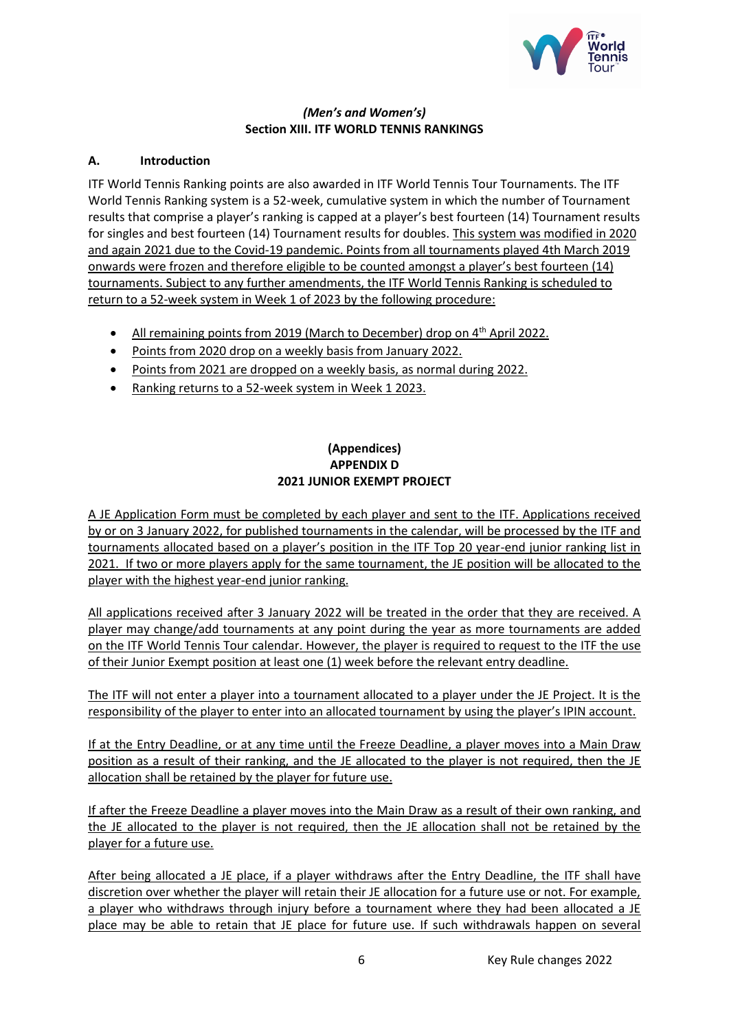*(Men's and Women's)*
**Section XIII. ITF WORLD TENNIS RANKINGS**

**A. Introduction**

ITF World Tennis Ranking points are also awarded in ITF World Tennis Tour Tournaments. The ITF World Tennis Ranking system is a 52-week, cumulative system in which the number of Tournament results that comprise a player's ranking is capped at a player's best fourteen (14) Tournament results for singles and best fourteen (14) Tournament results for doubles. This system was modified in 2020 and again 2021 due to the Covid-19 pandemic. Points from all tournaments played 4th March 2019 onwards were frozen and therefore eligible to be counted amongst a player's best fourteen (14) tournaments. Subject to any further amendments, the ITF World Tennis Ranking is scheduled to return to a 52-week system in Week 1 of 2023 by the following procedure:

- All remaining points from 2019 (March to December) drop on 4th April 2022.
- Points from 2020 drop on a weekly basis from January 2022.
- Points from 2021 are dropped on a weekly basis, as normal during 2022.
- Ranking returns to a 52-week system in Week 1 2023.

**(Appendices)**
**APPENDIX D**
**2021 JUNIOR EXEMPT PROJECT**

A JE Application Form must be completed by each player and sent to the ITF. Applications received by or on 3 January 2022, for published tournaments in the calendar, will be processed by the ITF and tournaments allocated based on a player's position in the ITF Top 20 year-end junior ranking list in 2021. If two or more players apply for the same tournament, the JE position will be allocated to the player with the highest year-end junior ranking.

All applications received after 3 January 2022 will be treated in the order that they are received. A player may change/add tournaments at any point during the year as more tournaments are added on the ITF World Tennis Tour calendar. However, the player is required to request to the ITF the use of their Junior Exempt position at least one (1) week before the relevant entry deadline.

The ITF will not enter a player into a tournament allocated to a player under the JE Project. It is the responsibility of the player to enter into an allocated tournament by using the player's IPIN account.

If at the Entry Deadline, or at any time until the Freeze Deadline, a player moves into a Main Draw position as a result of their ranking, and the JE allocated to the player is not required, then the JE allocation shall be retained by the player for future use.

If after the Freeze Deadline a player moves into the Main Draw as a result of their own ranking, and the JE allocated to the player is not required, then the JE allocation shall not be retained by the player for a future use.

After being allocated a JE place, if a player withdraws after the Entry Deadline, the ITF shall have discretion over whether the player will retain their JE allocation for a future use or not. For example, a player who withdraws through injury before a tournament where they had been allocated a JE place may be able to retain that JE place for future use. If such withdrawals happen on several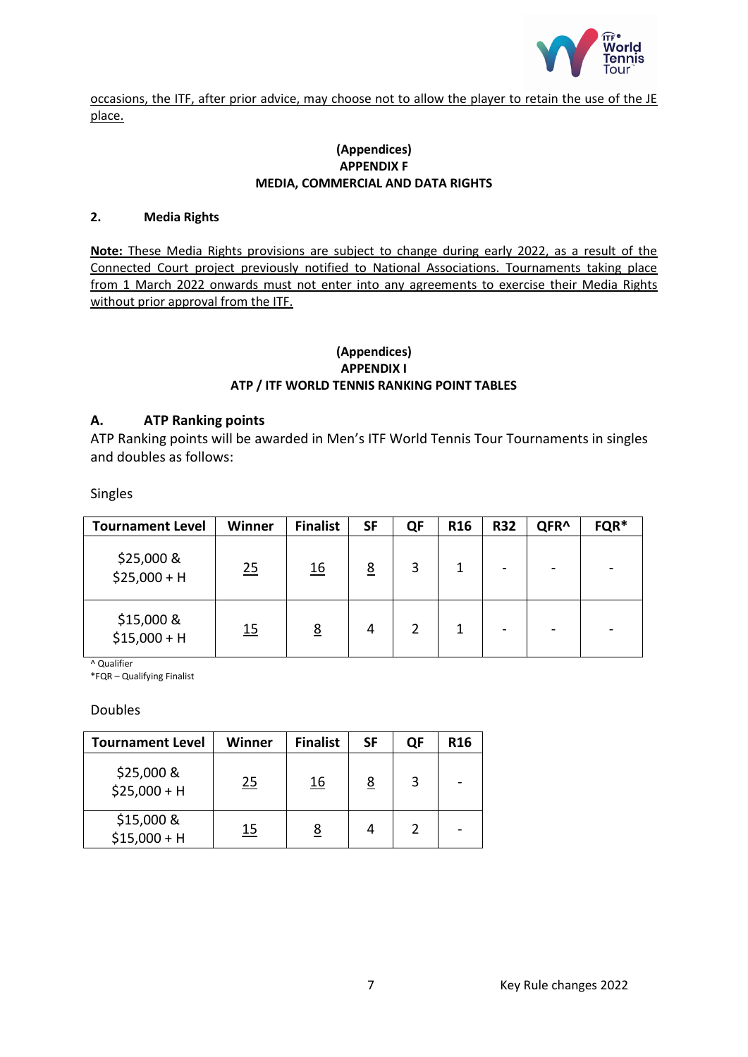<u>occasions, the ITF, after prior advice, may choose not to allow the player to retain the use of the JE place.</u>

**(Appendices)**
**APPENDIX F**
**MEDIA, COMMERCIAL AND DATA RIGHTS**

**2. Media Rights**

<u>**Note:** These Media Rights provisions are subject to change during early 2022, as a result of the Connected Court project previously notified to National Associations. Tournaments taking place from 1 March 2022 onwards must not enter into any agreements to exercise their Media Rights without prior approval from the ITF.</u>

**(Appendices)**
**APPENDIX I**
**ATP / ITF WORLD TENNIS RANKING POINT TABLES**

## A. ATP Ranking points

ATP Ranking points will be awarded in Men's ITF World Tennis Tour Tournaments in singles and doubles as follows:

Singles

| Tournament Level | Winner | Finalist | SF | QF | R16 | R32 | QFR^ | FQR* |
|---|---|---|---|---|---|---|---|---|
| $25,000 & $25,000 + H | <u>25</u> | <u>16</u> | <u>8</u> | 3 | 1 | - | - | - |
| $15,000 & $15,000 + H | <u>15</u> | <u>8</u> | 4 | 2 | 1 | - | - | - |

^ Qualifier
*FQR – Qualifying Finalist

Doubles

| Tournament Level | Winner | Finalist | SF | QF | R16 |
|---|---|---|---|---|---|
| $25,000 & $25,000 + H | <u>25</u> | <u>16</u> | <u>8</u> | 3 | - |
| $15,000 & $15,000 + H | <u>15</u> | <u>8</u> | 4 | 2 | - |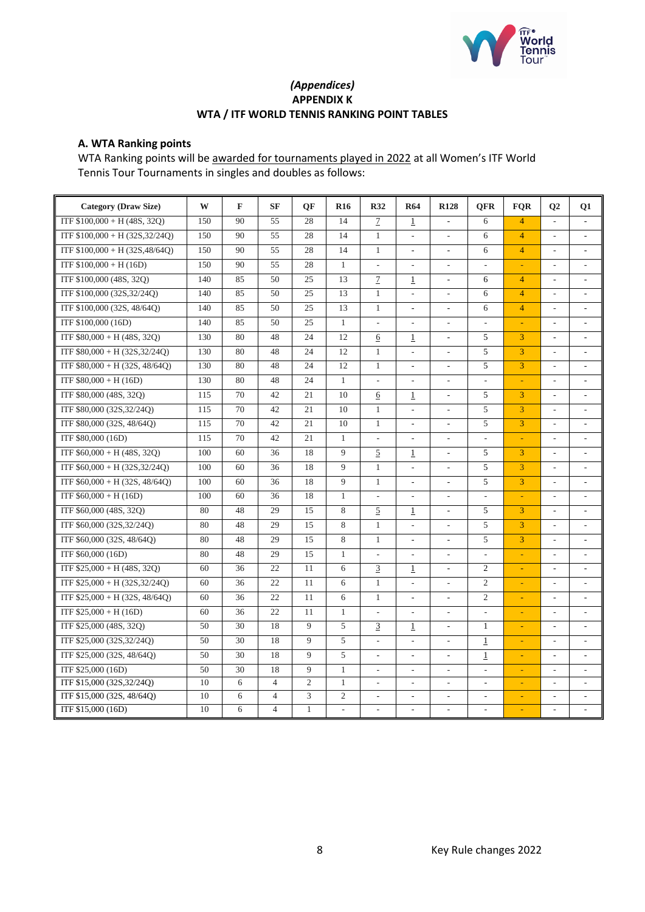*(Appendices)*

**APPENDIX K**

**WTA / ITF WORLD TENNIS RANKING POINT TABLES**

## A. WTA Ranking points

WTA Ranking points will be awarded for tournaments played in 2022 at all Women's ITF World Tennis Tour Tournaments in singles and doubles as follows:

| Category (Draw Size) | W | F | SF | QF | R16 | R32 | R64 | R128 | QFR | FQR | Q2 | Q1 |
|---|---|---|---|---|---|---|---|---|---|---|---|---|
| ITF $100,000 + H (48S, 32Q) | 150 | 90 | 55 | 28 | 14 | 7 | 1 | - | 6 | 4 | - | - |
| ITF $100,000 + H (32S,32/24Q) | 150 | 90 | 55 | 28 | 14 | 1 | - | - | 6 | 4 | - | - |
| ITF $100,000 + H (32S,48/64Q) | 150 | 90 | 55 | 28 | 14 | 1 | - | - | 6 | 4 | - | - |
| ITF $100,000 + H (16D) | 150 | 90 | 55 | 28 | 1 | - | - | - | - | - | - | - |
| ITF $100,000 (48S, 32Q) | 140 | 85 | 50 | 25 | 13 | 7 | 1 | - | 6 | 4 | - | - |
| ITF $100,000 (32S,32/24Q) | 140 | 85 | 50 | 25 | 13 | 1 | - | - | 6 | 4 | - | - |
| ITF $100,000 (32S, 48/64Q) | 140 | 85 | 50 | 25 | 13 | 1 | - | - | 6 | 4 | - | - |
| ITF $100,000 (16D) | 140 | 85 | 50 | 25 | 1 | - | - | - | - | - | - | - |
| ITF $80,000 + H (48S, 32Q) | 130 | 80 | 48 | 24 | 12 | 6 | 1 | - | 5 | 3 | - | - |
| ITF $80,000 + H (32S,32/24Q) | 130 | 80 | 48 | 24 | 12 | 1 | - | - | 5 | 3 | - | - |
| ITF $80,000 + H (32S, 48/64Q) | 130 | 80 | 48 | 24 | 12 | 1 | - | - | 5 | 3 | - | - |
| ITF $80,000 + H (16D) | 130 | 80 | 48 | 24 | 1 | - | - | - | - | - | - | - |
| ITF $80,000 (48S, 32Q) | 115 | 70 | 42 | 21 | 10 | 6 | 1 | - | 5 | 3 | - | - |
| ITF $80,000 (32S,32/24Q) | 115 | 70 | 42 | 21 | 10 | 1 | - | - | 5 | 3 | - | - |
| ITF $80,000 (32S, 48/64Q) | 115 | 70 | 42 | 21 | 10 | 1 | - | - | 5 | 3 | - | - |
| ITF $80,000 (16D) | 115 | 70 | 42 | 21 | 1 | - | - | - | - | - | - | - |
| ITF $60,000 + H (48S, 32Q) | 100 | 60 | 36 | 18 | 9 | 5 | 1 | - | 5 | 3 | - | - |
| ITF $60,000 + H (32S,32/24Q) | 100 | 60 | 36 | 18 | 9 | 1 | - | - | 5 | 3 | - | - |
| ITF $60,000 + H (32S, 48/64Q) | 100 | 60 | 36 | 18 | 9 | 1 | - | - | 5 | 3 | - | - |
| ITF $60,000 + H (16D) | 100 | 60 | 36 | 18 | 1 | - | - | - | - | - | - | - |
| ITF $60,000 (48S, 32Q) | 80 | 48 | 29 | 15 | 8 | 5 | 1 | - | 5 | 3 | - | - |
| ITF $60,000 (32S,32/24Q) | 80 | 48 | 29 | 15 | 8 | 1 | - | - | 5 | 3 | - | - |
| ITF $60,000 (32S, 48/64Q) | 80 | 48 | 29 | 15 | 8 | 1 | - | - | 5 | 3 | - | - |
| ITF $60,000 (16D) | 80 | 48 | 29 | 15 | 1 | - | - | - | - | - | - | - |
| ITF $25,000 + H (48S, 32Q) | 60 | 36 | 22 | 11 | 6 | 3 | 1 | - | 2 | - | - | - |
| ITF $25,000 + H (32S,32/24Q) | 60 | 36 | 22 | 11 | 6 | 1 | - | - | 2 | - | - | - |
| ITF $25,000 + H (32S, 48/64Q) | 60 | 36 | 22 | 11 | 6 | 1 | - | - | 2 | - | - | - |
| ITF $25,000 + H (16D) | 60 | 36 | 22 | 11 | 1 | - | - | - | - | - | - | - |
| ITF $25,000 (48S, 32Q) | 50 | 30 | 18 | 9 | 5 | 3 | 1 | - | 1 | - | - | - |
| ITF $25,000 (32S,32/24Q) | 50 | 30 | 18 | 9 | 5 | - | - | - | 1 | - | - | - |
| ITF $25,000 (32S, 48/64Q) | 50 | 30 | 18 | 9 | 5 | - | - | - | 1 | - | - | - |
| ITF $25,000 (16D) | 50 | 30 | 18 | 9 | 1 | - | - | - | - | - | - | - |
| ITF $15,000 (32S,32/24Q) | 10 | 6 | 4 | 2 | 1 | - | - | - | - | - | - | - |
| ITF $15,000 (32S, 48/64Q) | 10 | 6 | 4 | 3 | 2 | - | - | - | - | - | - | - |
| ITF $15,000 (16D) | 10 | 6 | 4 | 1 | - | - | - | - | - | - | - | - |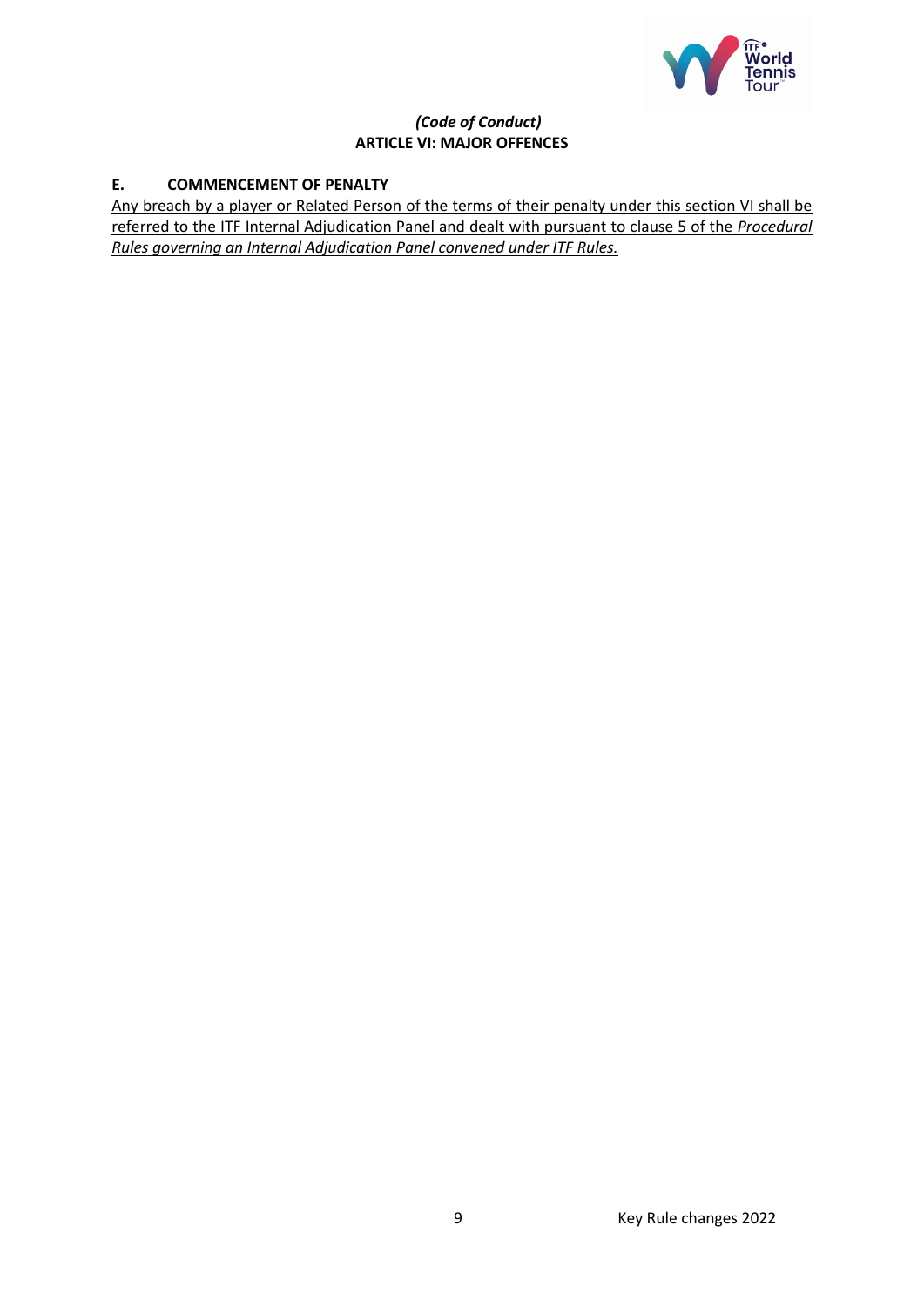*(Code of Conduct)*
**ARTICLE VI: MAJOR OFFENCES**

### E. COMMENCEMENT OF PENALTY

Any breach by a player or Related Person of the terms of their penalty under this section VI shall be referred to the ITF Internal Adjudication Panel and dealt with pursuant to clause 5 of the *Procedural Rules governing an Internal Adjudication Panel convened under ITF Rules.*